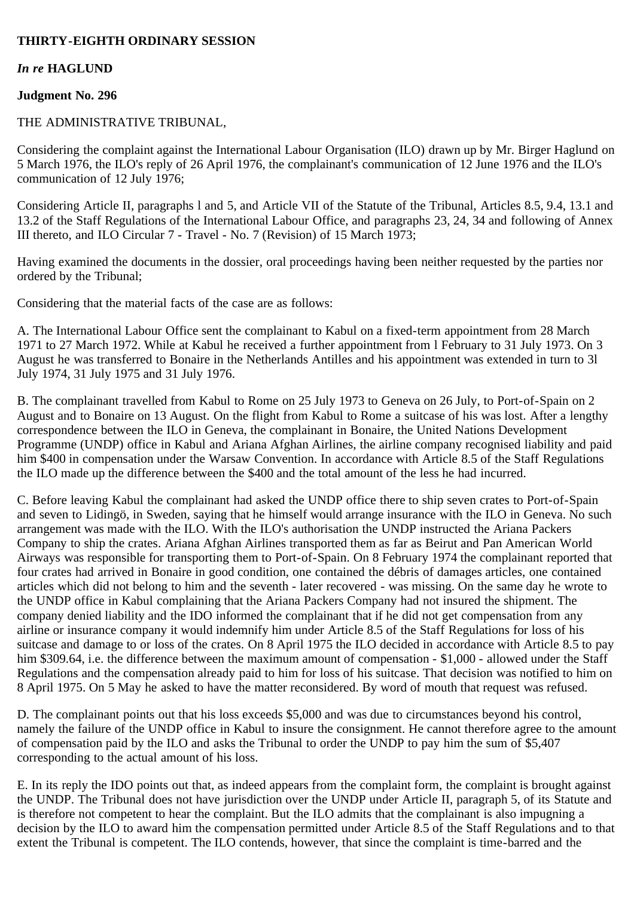**THIRTY-EIGHTH ORDINARY SESSION**

***In re* HAGLUND**

**Judgment No. 296**

THE ADMINISTRATIVE TRIBUNAL,

Considering the complaint against the International Labour Organisation (ILO) drawn up by Mr. Birger Haglund on 5 March 1976, the ILO's reply of 26 April 1976, the complainant's communication of 12 June 1976 and the ILO's communication of 12 July 1976;

Considering Article II, paragraphs l and 5, and Article VII of the Statute of the Tribunal, Articles 8.5, 9.4, 13.1 and 13.2 of the Staff Regulations of the International Labour Office, and paragraphs 23, 24, 34 and following of Annex III thereto, and ILO Circular 7 - Travel - No. 7 (Revision) of 15 March 1973;

Having examined the documents in the dossier, oral proceedings having been neither requested by the parties nor ordered by the Tribunal;

Considering that the material facts of the case are as follows:

A. The International Labour Office sent the complainant to Kabul on a fixed-term appointment from 28 March 1971 to 27 March 1972. While at Kabul he received a further appointment from l February to 31 July 1973. On 3 August he was transferred to Bonaire in the Netherlands Antilles and his appointment was extended in turn to 3l July 1974, 31 July 1975 and 31 July 1976.

B. The complainant travelled from Kabul to Rome on 25 July 1973 to Geneva on 26 July, to Port-of-Spain on 2 August and to Bonaire on 13 August. On the flight from Kabul to Rome a suitcase of his was lost. After a lengthy correspondence between the ILO in Geneva, the complainant in Bonaire, the United Nations Development Programme (UNDP) office in Kabul and Ariana Afghan Airlines, the airline company recognised liability and paid him $400 in compensation under the Warsaw Convention. In accordance with Article 8.5 of the Staff Regulations the ILO made up the difference between the $400 and the total amount of the less he had incurred.

C. Before leaving Kabul the complainant had asked the UNDP office there to ship seven crates to Port-of-Spain and seven to Lidingö, in Sweden, saying that he himself would arrange insurance with the ILO in Geneva. No such arrangement was made with the ILO. With the ILO's authorisation the UNDP instructed the Ariana Packers Company to ship the crates. Ariana Afghan Airlines transported them as far as Beirut and Pan American World Airways was responsible for transporting them to Port-of-Spain. On 8 February 1974 the complainant reported that four crates had arrived in Bonaire in good condition, one contained the débris of damages articles, one contained articles which did not belong to him and the seventh - later recovered - was missing. On the same day he wrote to the UNDP office in Kabul complaining that the Ariana Packers Company had not insured the shipment. The company denied liability and the IDO informed the complainant that if he did not get compensation from any airline or insurance company it would indemnify him under Article 8.5 of the Staff Regulations for loss of his suitcase and damage to or loss of the crates. On 8 April 1975 the ILO decided in accordance with Article 8.5 to pay him $309.64, i.e. the difference between the maximum amount of compensation - $1,000 - allowed under the Staff Regulations and the compensation already paid to him for loss of his suitcase. That decision was notified to him on 8 April 1975. On 5 May he asked to have the matter reconsidered. By word of mouth that request was refused.

D. The complainant points out that his loss exceeds $5,000 and was due to circumstances beyond his control, namely the failure of the UNDP office in Kabul to insure the consignment. He cannot therefore agree to the amount of compensation paid by the ILO and asks the Tribunal to order the UNDP to pay him the sum of $5,407 corresponding to the actual amount of his loss.

E. In its reply the IDO points out that, as indeed appears from the complaint form, the complaint is brought against the UNDP. The Tribunal does not have jurisdiction over the UNDP under Article II, paragraph 5, of its Statute and is therefore not competent to hear the complaint. But the ILO admits that the complainant is also impugning a decision by the ILO to award him the compensation permitted under Article 8.5 of the Staff Regulations and to that extent the Tribunal is competent. The ILO contends, however, that since the complaint is time-barred and the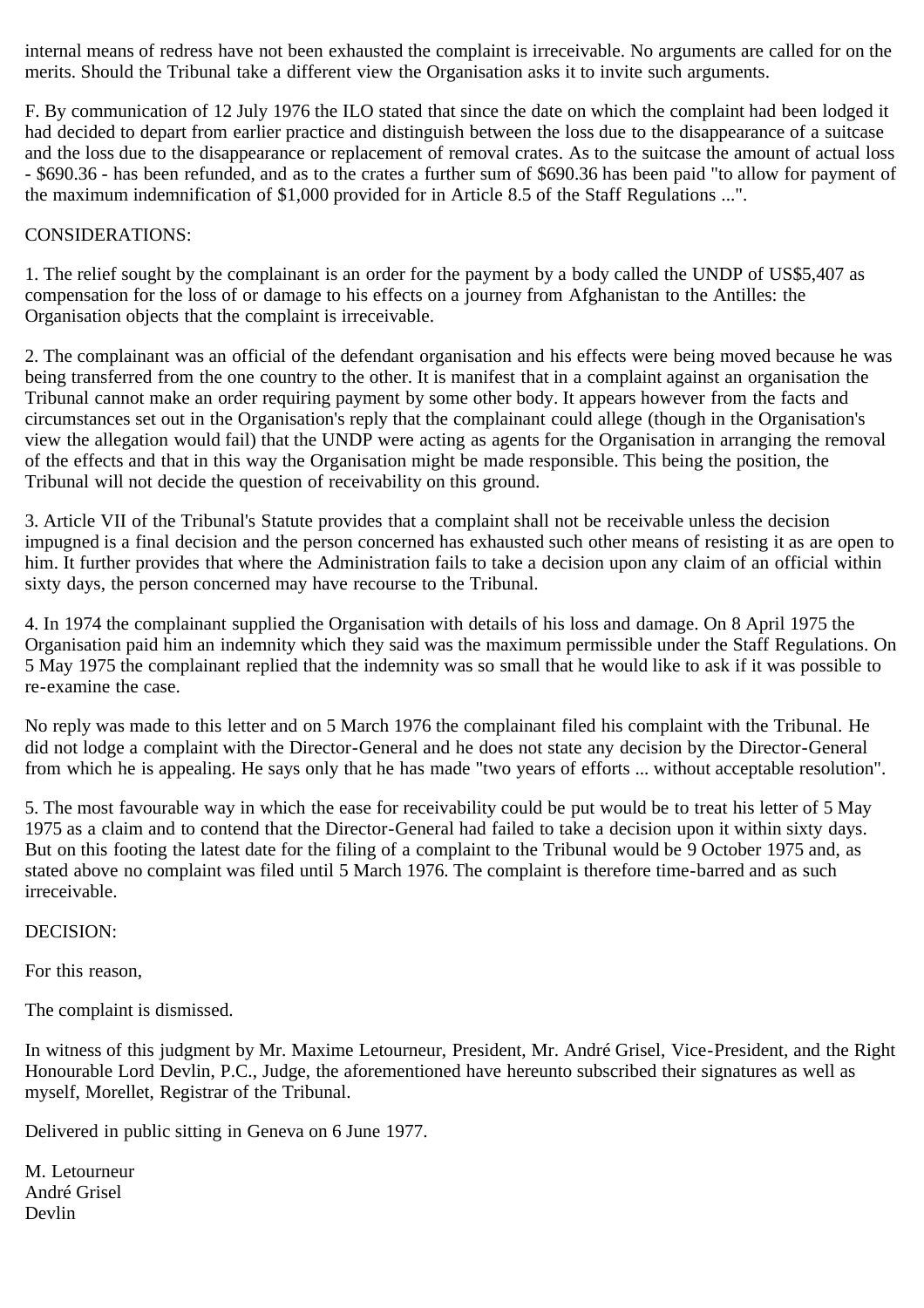internal means of redress have not been exhausted the complaint is irreceivable. No arguments are called for on the merits. Should the Tribunal take a different view the Organisation asks it to invite such arguments.

F. By communication of 12 July 1976 the ILO stated that since the date on which the complaint had been lodged it had decided to depart from earlier practice and distinguish between the loss due to the disappearance of a suitcase and the loss due to the disappearance or replacement of removal crates. As to the suitcase the amount of actual loss - $690.36 - has been refunded, and as to the crates a further sum of $690.36 has been paid "to allow for payment of the maximum indemnification of $1,000 provided for in Article 8.5 of the Staff Regulations ...".

CONSIDERATIONS:

1. The relief sought by the complainant is an order for the payment by a body called the UNDP of US$5,407 as compensation for the loss of or damage to his effects on a journey from Afghanistan to the Antilles: the Organisation objects that the complaint is irreceivable.

2. The complainant was an official of the defendant organisation and his effects were being moved because he was being transferred from the one country to the other. It is manifest that in a complaint against an organisation the Tribunal cannot make an order requiring payment by some other body. It appears however from the facts and circumstances set out in the Organisation's reply that the complainant could allege (though in the Organisation's view the allegation would fail) that the UNDP were acting as agents for the Organisation in arranging the removal of the effects and that in this way the Organisation might be made responsible. This being the position, the Tribunal will not decide the question of receivability on this ground.

3. Article VII of the Tribunal's Statute provides that a complaint shall not be receivable unless the decision impugned is a final decision and the person concerned has exhausted such other means of resisting it as are open to him. It further provides that where the Administration fails to take a decision upon any claim of an official within sixty days, the person concerned may have recourse to the Tribunal.

4. In 1974 the complainant supplied the Organisation with details of his loss and damage. On 8 April 1975 the Organisation paid him an indemnity which they said was the maximum permissible under the Staff Regulations. On 5 May 1975 the complainant replied that the indemnity was so small that he would like to ask if it was possible to re-examine the case.

No reply was made to this letter and on 5 March 1976 the complainant filed his complaint with the Tribunal. He did not lodge a complaint with the Director-General and he does not state any decision by the Director-General from which he is appealing. He says only that he has made "two years of efforts ... without acceptable resolution".

5. The most favourable way in which the ease for receivability could be put would be to treat his letter of 5 May 1975 as a claim and to contend that the Director-General had failed to take a decision upon it within sixty days. But on this footing the latest date for the filing of a complaint to the Tribunal would be 9 October 1975 and, as stated above no complaint was filed until 5 March 1976. The complaint is therefore time-barred and as such irreceivable.

DECISION:

For this reason,

The complaint is dismissed.

In witness of this judgment by Mr. Maxime Letourneur, President, Mr. André Grisel, Vice-President, and the Right Honourable Lord Devlin, P.C., Judge, the aforementioned have hereunto subscribed their signatures as well as myself, Morellet, Registrar of the Tribunal.

Delivered in public sitting in Geneva on 6 June 1977.

M. Letourneur
André Grisel
Devlin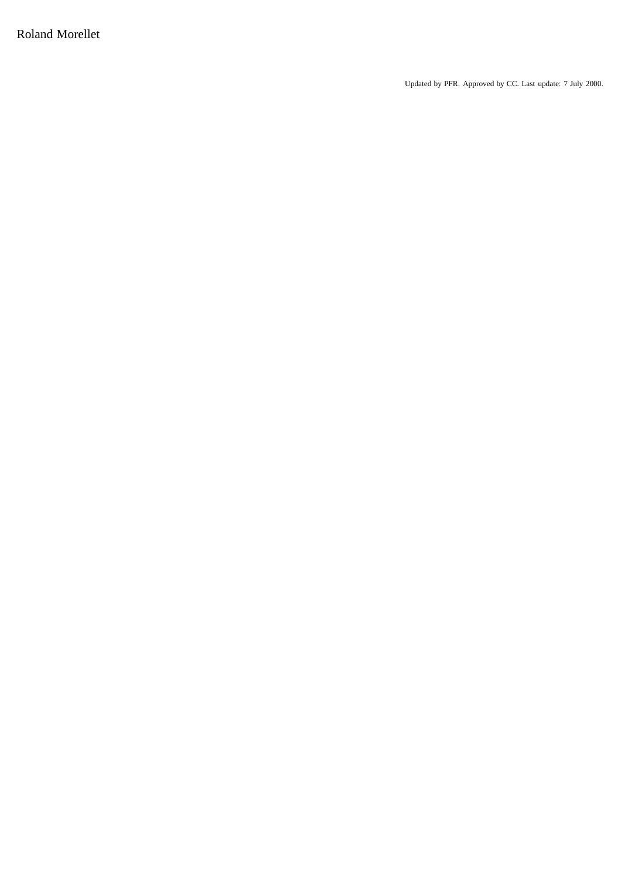Roland Morellet

Updated by PFR. Approved by CC. Last update: 7 July 2000.